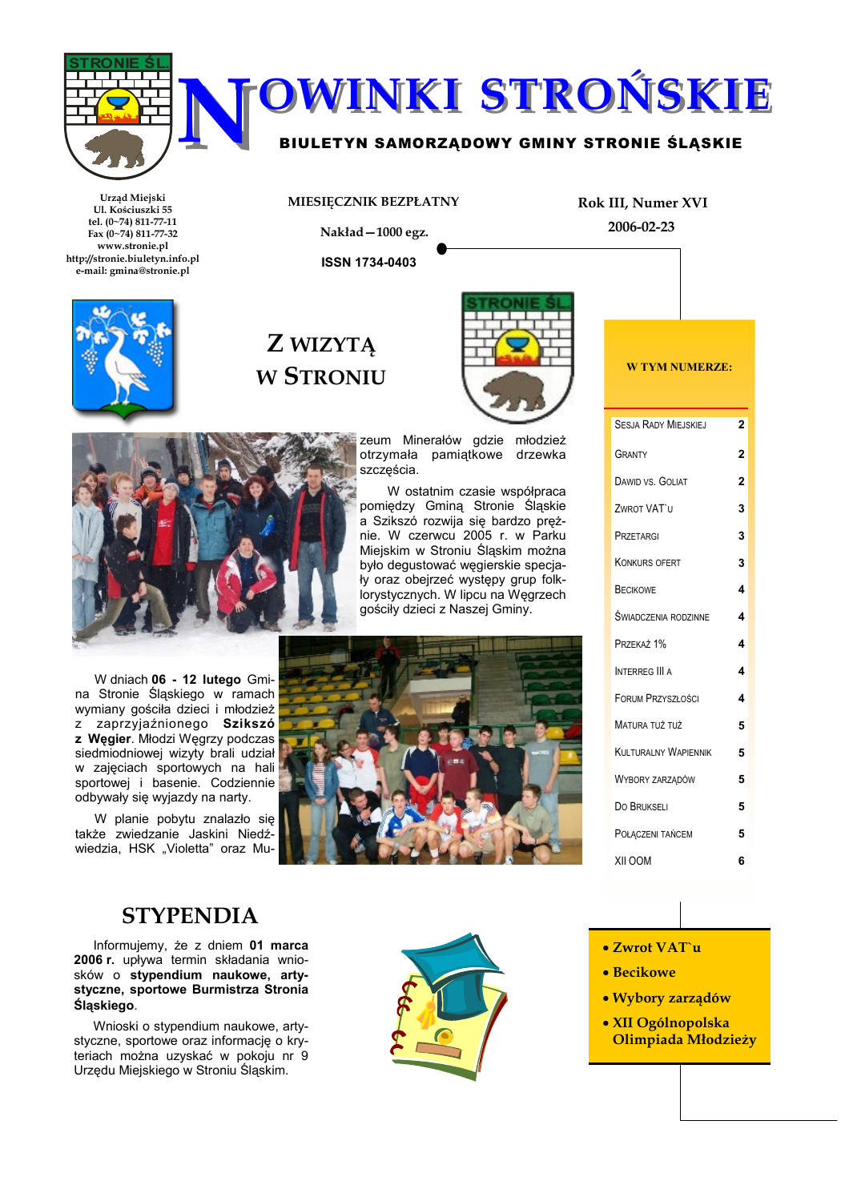# NOWINKI STROŃSKIE

**BIULETYN SAMORZĄDOWY GMINY STRONIE ŚLĄSKIE**

Urząd Miejski
Ul. Kościuszki 55
tel. (0~74) 811-77-11
Fax (0~74) 811-77-32
www.stronie.pl
http://stronie.biuletyn.info.pl
e-mail: gmina@stronie.pl

MIESIĘCZNIK BEZPŁATNY

Nakład—1000 egz.

ISSN 1734-0403

Rok III, Numer XVI

2006-02-23

## Z WIZYTĄ W STRONIU

W dniach **06 - 12 lutego** Gmina Stronie Śląskiego w ramach wymiany gościła dzieci i młodzież z zaprzyjaźnionego **Szikszó z Węgier**. Młodzi Węgrzy podczas siedmiodniowej wizyty brali udział w zajęciach sportowych na hali sportowej i basenie. Codziennie odbywały się wyjazdy na narty.

W planie pobytu znalazło się także zwiedzanie Jaskini Niedźwiedzia, HSK „Violetta" oraz Muzeum Minerałów gdzie młodzież otrzymała pamiątkowe drzewka szczęścia.

W ostatnim czasie współpraca pomiędzy Gminą Stronie Śląskie a Szikszó rozwija się bardzo prężnie. W czerwcu 2005 r. w Parku Miejskim w Stroniu Śląskim można było degustować węgierskie specjały oraz obejrzeć występy grup folklorystycznych. W lipcu na Węgrzech gościły dzieci z Naszej Gminy.

## STYPENDIA

Informujemy, że z dniem **01 marca 2006 r.** upływa termin składania wniosków o **stypendium naukowe, artystyczne, sportowe Burmistrza Stronia Śląskiego**.

Wnioski o stypendium naukowe, artystyczne, sportowe oraz informację o kryteriach można uzyskać w pokoju nr 9 Urzędu Miejskiego w Stroniu Śląskim.

**W TYM NUMERZE:**

| | |
|---|---|
| Sesja Rady Miejskiej | 2 |
| Granty | 2 |
| Dawid vs. Goliat | 2 |
| Zwrot VAT`u | 3 |
| Przetargi | 3 |
| Konkurs ofert | 3 |
| Becikowe | 4 |
| Świadczenia rodzinne | 4 |
| Przekaż 1% | 4 |
| Interreg III A | 4 |
| Forum Przyszłości | 4 |
| Matura tuż tuż | 5 |
| Kulturalny Wapiennik | 5 |
| Wybory zarządów | 5 |
| Do Brukseli | 5 |
| Połączeni tańcem | 5 |
| XII OOM | 6 |

- **Zwrot VAT`u**
- **Becikowe**
- **Wybory zarządów**
- **XII Ogólnopolska Olimpiada Młodzieży**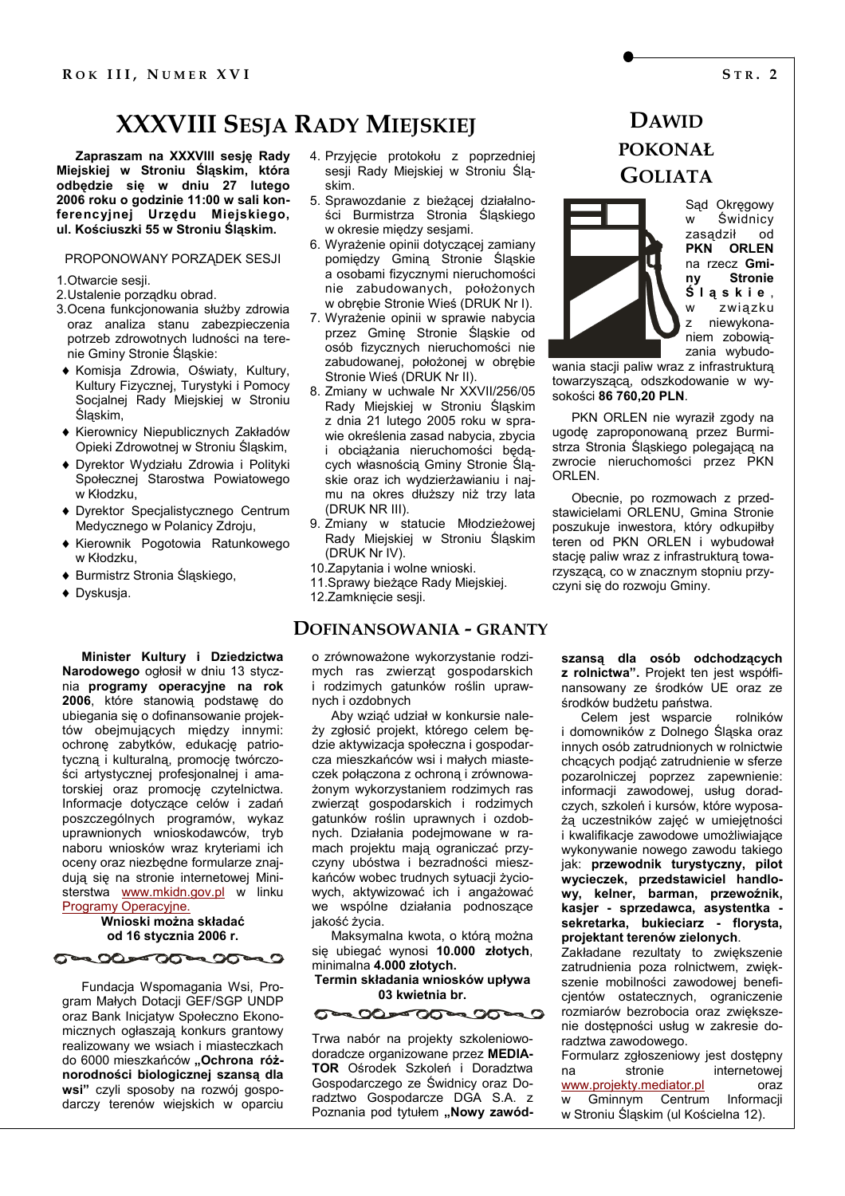# XXXVIII Sesja Rady Miejskiej

**Zapraszam na XXXVIII sesję Rady Miejskiej w Stroniu Śląskim, która odbędzie się w dniu 27 lutego 2006 roku o godzinie 11:00 w sali konferencyjnej Urzędu Miejskiego, ul. Kościuszki 55 w Stroniu Śląskim.**

PROPONOWANY PORZĄDEK SESJI

1. Otwarcie sesji.
2. Ustalenie porządku obrad.
3. Ocena funkcjonowania służby zdrowia oraz analiza stanu zabezpieczenia potrzeb zdrowotnych ludności na terenie Gminy Stronie Śląskie:
   - Komisja Zdrowia, Oświaty, Kultury, Kultury Fizycznej, Turystyki i Pomocy Socjalnej Rady Miejskiej w Stroniu Śląskim,
   - Kierownicy Niepublicznych Zakładów Opieki Zdrowotnej w Stroniu Śląskim,
   - Dyrektor Wydziału Zdrowia i Polityki Społecznej Starostwa Powiatowego w Kłodzku,
   - Dyrektor Specjalistycznego Centrum Medycznego w Polanicy Zdroju,
   - Kierownik Pogotowia Ratunkowego w Kłodzku,
   - Burmistrz Stronia Śląskiego,
   - Dyskusja.
4. Przyjęcie protokołu z poprzedniej sesji Rady Miejskiej w Stroniu Śląskim.
5. Sprawozdanie z bieżącej działalności Burmistrza Stronia Śląskiego w okresie między sesjami.
6. Wyrażenie opinii dotyczącej zamiany pomiędzy Gminą Stronie Śląskie a osobami fizycznymi nieruchomości nie zabudowanych, położonych w obrębie Stronie Wieś (DRUK Nr I).
7. Wyrażenie opinii w sprawie nabycia przez Gminę Stronie Śląskie od osób fizycznych nieruchomości nie zabudowanej, położonej w obrębie Stronie Wieś (DRUK Nr II).
8. Zmiany w uchwale Nr XXVII/256/05 Rady Miejskiej w Stroniu Śląskim z dnia 21 lutego 2005 roku w sprawie określenia zasad nabycia, zbycia i obciążania nieruchomości będących własnością Gminy Stronie Śląskie oraz ich wydzierżawianiu i najmu na okres dłuższy niż trzy lata (DRUK NR III).
9. Zmiany w statucie Młodzieżowej Rady Miejskiej w Stroniu Śląskim (DRUK Nr IV).
10. Zapytania i wolne wnioski.
11. Sprawy bieżące Rady Miejskiej.
12. Zamknięcie sesji.

# Dawid pokonał Goliata

Sąd Okręgowy w Świdnicy zasądził od **PKN ORLEN** na rzecz **Gminy Stronie Śląskie**, w związku z niewykonaniem zobowiązania wybudowania stacji paliw wraz z infrastrukturą towarzyszącą, odszkodowanie w wysokości **86 760,20 PLN**.

PKN ORLEN nie wyraził zgody na ugodę zaproponowaną przez Burmistrza Stronia Śląskiego polegającą na zwrocie nieruchomości przez PKN ORLEN.

Obecnie, po rozmowach z przedstawicielami ORLENU, Gmina Stronie poszukuje inwestora, który odkupiłby teren od PKN ORLEN i wybudował stację paliw wraz z infrastrukturą towarzyszącą, co w znacznym stopniu przyczyni się do rozwoju Gminy.

# Dofinansowania - granty

**Minister Kultury i Dziedzictwa Narodowego** ogłosił w dniu 13 stycznia **programy operacyjne na rok 2006**, które stanowią podstawę do ubiegania się o dofinansowanie projektów obejmujących między innymi: ochronę zabytków, edukację patriotyczną i kulturalną, promocję twórczości artystycznej profesjonalnej i amatorskiej oraz promocję czytelnictwa. Informacje dotyczące celów i zadań poszczególnych programów, wykaz uprawnionych wnioskodawców, tryb naboru wniosków wraz kryteriami ich oceny oraz niezbędne formularze znajdują się na stronie internetowej Ministerstwa www.mkidn.gov.pl w linku Programy Operacyjne.

**Wnioski można składać od 16 stycznia 2006 r.**

Fundacja Wspomagania Wsi, Program Małych Dotacji GEF/SGP UNDP oraz Bank Inicjatyw Społeczno Ekonomicznych ogłaszają konkurs grantowy realizowany we wsiach i miasteczkach do 6000 mieszkańców **„Ochrona różnorodności biologicznej szansą dla wsi"** czyli sposoby na rozwój gospodarczy terenów wiejskich w oparciu o zrównoważone wykorzystanie rodzimych ras zwierząt gospodarskich i rodzimych gatunków roślin uprawnych i ozdobnych

Aby wziąć udział w konkursie należy zgłosić projekt, którego celem będzie aktywizacja społeczna i gospodarcza mieszkańców wsi i małych miasteczek połączona z ochroną i zrównoważonym wykorzystaniem rodzimych ras zwierząt gospodarskich i rodzimych gatunków roślin uprawnych i ozdobnych. Działania podejmowane w ramach projektu mają ograniczać przyczyny ubóstwa i bezradności mieszkańców wobec trudnych sytuacji życiowych, aktywizować ich i angażować we wspólne działania podnoszące jakość życia.

Maksymalna kwota, o którą można się ubiegać wynosi **10.000 złotych**, minimalna **4.000 złotych.**

**Termin składania wniosków upływa 03 kwietnia br.**

Trwa nabór na projekty szkoleniowo-doradcze organizowane przez **MEDIATOR** Ośrodek Szkoleń i Doradztwa Gospodarczego ze Świdnicy oraz Doradztwo Gospodarcze DGA S.A. z Poznania pod tytułem **„Nowy zawód-szansą dla osób odchodzących z rolnictwa".** Projekt ten jest współfinansowany ze środków UE oraz ze środków budżetu państwa.

Celem jest wsparcie rolników i domowników z Dolnego Śląska oraz innych osób zatrudnionych w rolnictwie chcących podjąć zatrudnienie w sferze pozarolniczej poprzez zapewnienie: informacji zawodowej, usług doradczych, szkoleń i kursów, które wyposażą uczestników zajęć w umiejętności i kwalifikacje zawodowe umożliwiające wykonywanie nowego zawodu takiego jak: **przewodnik turystyczny, pilot wycieczek, przedstawiciel handlowy, kelner, barman, przewoźnik, kasjer - sprzedawca, asystentka - sekretarka, bukieciarz - florysta, projektant terenów zielonych**.

Zakładane rezultaty to zwiększenie zatrudnienia poza rolnictwem, zwiększenie mobilności zawodowej beneficjentów ostatecznych, ograniczenie rozmiarów bezrobocia oraz zwiększenie dostępności usług w zakresie doradztwa zawodowego.

Formularz zgłoszeniowy jest dostępny na stronie internetowej www.projekty.mediator.pl oraz w Gminnym Centrum Informacji w Stroniu Śląskim (ul Kościelna 12).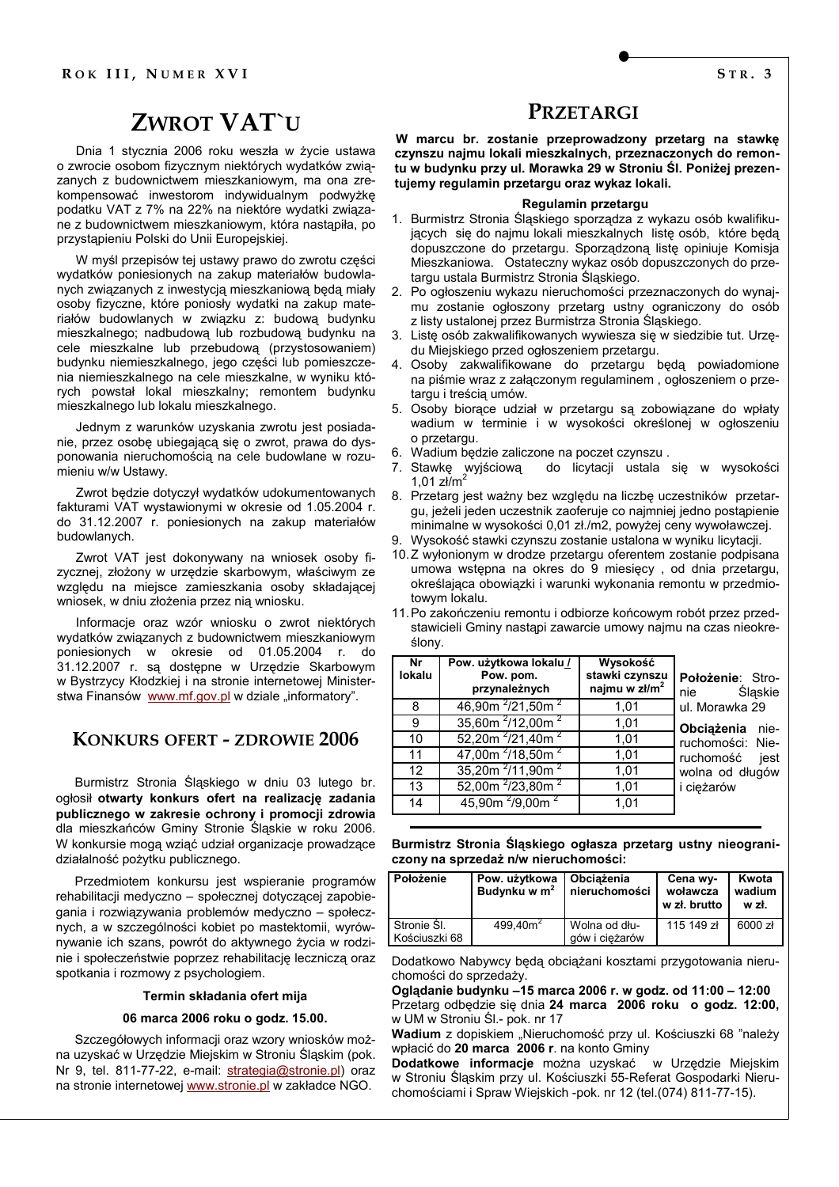# ZWROT VAT`U

Dnia 1 stycznia 2006 roku weszła w życie ustawa o zwrocie osobom fizycznym niektórych wydatków związanych z budownictwem mieszkaniowym, ma ona zrekompensować inwestorom indywidualnym podwyżkę podatku VAT z 7% na 22% na niektóre wydatki związane z budownictwem mieszkaniowym, która nastąpiła, po przystąpieniu Polski do Unii Europejskiej.

W myśl przepisów tej ustawy prawo do zwrotu części wydatków poniesionych na zakup materiałów budowlanych związanych z inwestycją mieszkaniową będą miały osoby fizyczne, które poniosły wydatki na zakup materiałów budowlanych w związku z: budową budynku mieszkalnego; nadbudową lub rozbudową budynku na cele mieszkalne lub przebudową (przystosowaniem) budynku niemieszkalnego, jego części lub pomieszczenia niemieszkalnego na cele mieszkalne, w wyniku których powstał lokal mieszkalny; remontem budynku mieszkalnego lub lokalu mieszkalnego.

Jednym z warunków uzyskania zwrotu jest posiadanie, przez osobę ubiegającą się o zwrot, prawa do dysponowania nieruchomością na cele budowlane w rozumieniu w/w Ustawy.

Zwrot będzie dotyczył wydatków udokumentowanych fakturami VAT wystawionymi w okresie od 1.05.2004 r. do 31.12.2007 r. poniesionych na zakup materiałów budowlanych.

Zwrot VAT jest dokonywany na wniosek osoby fizycznej, złożony w urzędzie skarbowym, właściwym ze względu na miejsce zamieszkania osoby składającej wniosek, w dniu złożenia przez nią wniosku.

Informacje oraz wzór wniosku o zwrot niektórych wydatków związanych z budownictwem mieszkaniowym poniesionych w okresie od 01.05.2004 r. do 31.12.2007 r. są dostępne w Urzędzie Skarbowym w Bystrzycy Kłodzkiej i na stronie internetowej Ministerstwa Finansów www.mf.gov.pl w dziale „informatory".

# KONKURS OFERT - ZDROWIE 2006

Burmistrz Stronia Śląskiego w dniu 03 lutego br. ogłosił **otwarty konkurs ofert na realizację zadania publicznego w zakresie ochrony i promocji zdrowia** dla mieszkańców Gminy Stronie Śląskie w roku 2006. W konkursie mogą wziąć udział organizacje prowadzące działalność pożytku publicznego.

Przedmiotem konkursu jest wspieranie programów rehabilitacji medyczno – społecznej dotyczącej zapobiegania i rozwiązywania problemów medyczno – społecznych, a w szczególności kobiet po mastektomii, wyrównywanie ich szans, powrót do aktywnego życia w rodzinie i społeczeństwie poprzez rehabilitację leczniczą oraz spotkania i rozmowy z psychologiem.

**Termin składania ofert mija**

**06 marca 2006 roku o godz. 15.00.**

Szczegółowych informacji oraz wzory wniosków można uzyskać w Urzędzie Miejskim w Stroniu Śląskim (pok. Nr 9, tel. 811-77-22, e-mail: strategia@stronie.pl) oraz na stronie internetowej www.stronie.pl w zakładce NGO.

# PRZETARGI

**W marcu br. zostanie przeprowadzony przetarg na stawkę czynszu najmu lokali mieszkalnych, przeznaczonych do remontu w budynku przy ul. Morawka 29 w Stroniu Śl. Poniżej prezentujemy regulamin przetargu oraz wykaz lokali.**

### Regulamin przetargu

1. Burmistrz Stronia Śląskiego sporządza z wykazu osób kwalifikujących się do najmu lokali mieszkalnych listę osób, które będą dopuszczone do przetargu. Sporządzoną listę opiniuje Komisja Mieszkaniowa. Ostateczny wykaz osób dopuszczonych do przetargu ustala Burmistrz Stronia Śląskiego.
2. Po ogłoszeniu wykazu nieruchomości przeznaczonych do wynajmu zostanie ogłoszony przetarg ustny ograniczony do osób z listy ustalonej przez Burmistrza Stronia Śląskiego.
3. Listę osób zakwalifikowanych wywiesza się w siedzibie tut. Urzędu Miejskiego przed ogłoszeniem przetargu.
4. Osoby zakwalifikowane do przetargu będą powiadomione na piśmie wraz z załączonym regulaminem , ogłoszeniem o przetargu i treścią umów.
5. Osoby biorące udział w przetargu są zobowiązane do wpłaty wadium w terminie i w wysokości określonej w ogłoszeniu o przetargu.
6. Wadium będzie zaliczone na poczet czynszu .
7. Stawkę wyjściową do licytacji ustala się w wysokości 1,01 zł/$m^2$
8. Przetarg jest ważny bez względu na liczbę uczestników przetargu, jeżeli jeden uczestnik zaoferuje co najmniej jedno postąpienie minimalne w wysokości 0,01 zł./m2, powyżej ceny wywoławczej.
9. Wysokość stawki czynszu zostanie ustalona w wyniku licytacji.
10. Z wyłonionym w drodze przetargu oferentem zostanie podpisana umowa wstępna na okres do 9 miesięcy , od dnia przetargu, określająca obowiązki i warunki wykonania remontu w przedmiotowym lokalu.
11. Po zakończeniu remontu i odbiorze końcowym robót przez przedstawicieli Gminy nastąpi zawarcie umowy najmu na czas nieokreślony.

| Nr lokalu | Pow. użytkowa lokalu / Pow. pom. przynależnych | Wysokość stawki czynszu najmu w zł/$m^2$ |
|---|---|---|
| 8 | 46,90m $^2$/21,50m $^2$ | 1,01 |
| 9 | 35,60m $^2$/12,00m $^2$ | 1,01 |
| 10 | 52,20m $^2$/21,40m $^2$ | 1,01 |
| 11 | 47,00m $^2$/18,50m $^2$ | 1,01 |
| 12 | 35,20m $^2$/11,90m $^2$ | 1,01 |
| 13 | 52,00m $^2$/23,80m $^2$ | 1,01 |
| 14 | 45,90m $^2$/9,00m $^2$ | 1,01 |

**Położenie**: Stronie Śląskie ul. Morawka 29

**Obciążenia** nieruchomości: Nieruchomość jest wolna od długów i ciężarów

**Burmistrz Stronia Śląskiego ogłasza przetarg ustny nieograniczony na sprzedaż n/w nieruchomości:**

| Położenie | Pow. użytkowa Budynku w $m^2$ | Obciążenia nieruchomości | Cena wywoławcza w zł. brutto | Kwota wadium w zł. |
|---|---|---|---|---|
| Stronie Śl. Kościuszki 68 | 499,40$m^2$ | Wolna od długów i ciężarów | 115 149 zł | 6000 zł |

Dodatkowo Nabywcy będą obciążani kosztami przygotowania nieruchomości do sprzedaży.

**Oglądanie budynku –15 marca 2006 r. w godz. od 11:00 – 12:00**
Przetarg odbędzie się dnia **24 marca 2006 roku o godz. 12:00,** w UM w Stroniu Śl.- pok. nr 17

**Wadium** z dopiskiem „Nieruchomość przy ul. Kościuszki 68 "należy wpłacić do **20 marca 2006 r**. na konto Gminy

**Dodatkowe informacje** można uzyskać w Urzędzie Miejskim w Stroniu Śląskim przy ul. Kościuszki 55-Referat Gospodarki Nieruchomościami i Spraw Wiejskich -pok. nr 12 (tel.(074) 811-77-15).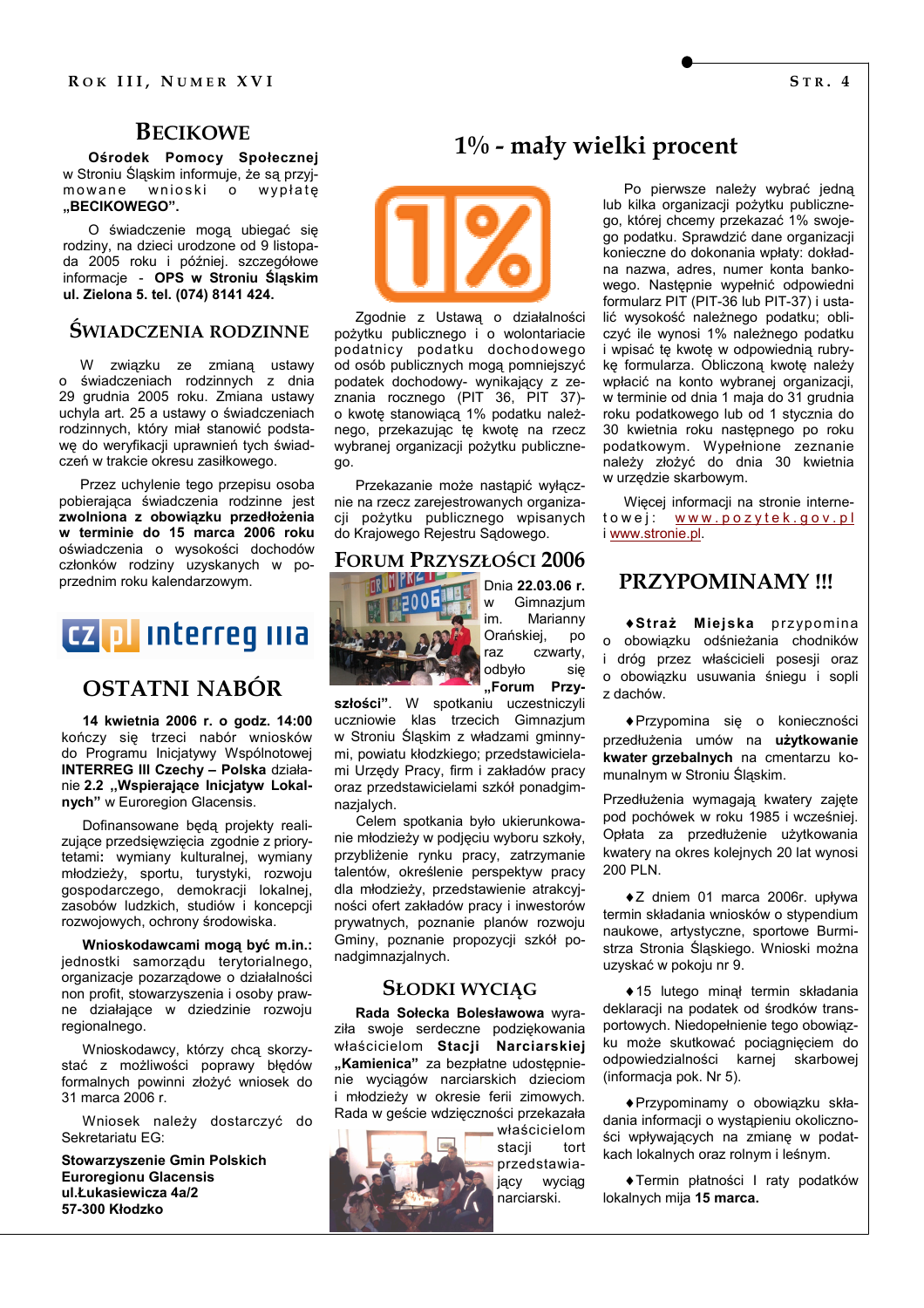## BECIKOWE

**Ośrodek Pomocy Społecznej** w Stroniu Śląskim informuje, że są przyjmowane wnioski o wypłatę **„BECIKOWEGO".**

O świadczenie mogą ubiegać się rodziny, na dzieci urodzone od 9 listopada 2005 roku i później. szczegółowe informacje - **OPS w Stroniu Śląskim ul. Zielona 5. tel. (074) 8141 424.**

## ŚWIADCZENIA RODZINNE

W związku ze zmianą ustawy o świadczeniach rodzinnych z dnia 29 grudnia 2005 roku. Zmiana ustawy uchyla art. 25 a ustawy o świadczeniach rodzinnych, który miał stanowić podstawę do weryfikacji uprawnień tych świadczeń w trakcie okresu zasiłkowego.

Przez uchylenie tego przepisu osoba pobierająca świadczenia rodzinne jest **zwolniona z obowiązku przedłożenia w terminie do 15 marca 2006 roku** oświadczenia o wysokości dochodów członków rodziny uzyskanych w poprzednim roku kalendarzowym.

## OSTATNI NABÓR

**14 kwietnia 2006 r. o godz. 14:00** kończy się trzeci nabór wniosków do Programu Inicjatywy Wspólnotowej **INTERREG III Czechy – Polska** działanie **2.2 „Wspieranie Inicjatyw Lokalnych"** w Euroregion Glacensis.

Dofinansowane będą projekty realizujące przedsięwzięcia zgodnie z priorytetami**:** wymiany kulturalnej, wymiany młodzieży, sportu, turystyki, rozwoju gospodarczego, demokracji lokalnej, zasobów ludzkich, studiów i koncepcji rozwojowych, ochrony środowiska.

**Wnioskodawcami mogą być m.in.:** jednostki samorządu terytorialnego, organizacje pozarządowe o działalności non profit, stowarzyszenia i osoby prawne działające w dziedzinie rozwoju regionalnego.

Wnioskodawcy, którzy chcą skorzystać z możliwości poprawy błędów formalnych powinni złożyć wniosek do 31 marca 2006 r.

Wniosek należy dostarczyć do Sekretariatu EG:

**Stowarzyszenie Gmin Polskich Euroregionu Glacensis ul.Łukasiewicza 4a/2 57-300 Kłodzko**

## 1% - mały wielki procent

Zgodnie z Ustawą o działalności pożytku publicznego i o wolontariacie podatnicy podatku dochodowego od osób publicznych mogą pomniejszyć podatek dochodowy- wynikający z zeznania rocznego (PIT 36, PIT 37)- o kwotę stanowiącą 1% podatku należnego, przekazując tę kwotę na rzecz wybranej organizacji pożytku publicznego.

Przekazanie może nastąpić wyłącznie na rzecz zarejestrowanych organizacji pożytku publicznego wpisanych do Krajowego Rejestru Sądowego.

Po pierwsze należy wybrać jedną lub kilka organizacji pożytku publicznego, której chcemy przekazać 1% swojego podatku. Sprawdzić dane organizacji konieczne do dokonania wpłaty: dokładna nazwa, adres, numer konta bankowego. Następnie wypełnić odpowiedni formularz PIT (PIT-36 lub PIT-37) i ustalić wysokość należnego podatku; obliczyć ile wynosi 1% należnego podatku i wpisać tę kwotę w odpowiednią rubrykę formularza. Obliczoną kwotę należy wpłacić na konto wybranej organizacji, w terminie od dnia 1 maja do 31 grudnia roku podatkowego lub od 1 stycznia do 30 kwietnia roku następnego po roku podatkowym. Wypełnione zeznanie należy złożyć do dnia 30 kwietnia w urzędzie skarbowym.

Więcej informacji na stronie internetowej: www.pozytek.gov.pl i www.stronie.pl.

## FORUM PRZYSZŁOŚCI 2006

Dnia **22.03.06 r.** w Gimnazjum im. Marianny Orańskiej, po raz czwarty, odbyło się **„Forum Przyszłości"**. W spotkaniu uczestniczyli uczniowie klas trzecich Gimnazjum w Stroniu Śląskim z władzami gminnymi, powiatu kłodzkiego; przedstawicielami Urzędy Pracy, firm i zakładów pracy oraz przedstawicielami szkół ponadgimnazjalnych.

Celem spotkania było ukierunkowanie młodzieży w podjęciu wyboru szkoły, przybliżenie rynku pracy, zatrzymanie talentów, określenie perspektyw pracy dla młodzieży, przedstawienie atrakcyjności ofert zakładów pracy i inwestorów prywatnych, poznanie planów rozwoju Gminy, poznanie propozycji szkół ponadgimnazjalnych.

## SŁODKI WYCIĄG

**Rada Sołecka Bolesławowa** wyraziła swoje serdeczne podziękowania właścicielom **Stacji Narciarskiej „Kamienica"** za bezpłatne udostępnienie wyciągów narciarskich dzieciom i młodzieży w okresie ferii zimowych. Rada w geście wdzięczności przekazała właścicielom stacji tort przedstawiający wyciąg narciarski.

## PRZYPOMINAMY !!!

♦**Straż Miejska** przypomina o obowiązku odśnieżania chodników i dróg przez właścicieli posesji oraz o obowiązku usuwania śniegu i sopli z dachów.

♦Przypomina się o konieczności przedłużenia umów na **użytkowanie kwater grzebalnych** na cmentarzu komunalnym w Stroniu Śląskim.

Przedłużenia wymagają kwatery zajęte pod pochówek w roku 1985 i wcześniej. Opłata za przedłużenie użytkowania kwatery na okres kolejnych 20 lat wynosi 200 PLN.

♦Z dniem 01 marca 2006r. upływa termin składania wniosków o stypendium naukowe, artystyczne, sportowe Burmistrza Stronia Śląskiego. Wnioski można uzyskać w pokoju nr 9.

♦15 lutego minął termin składania deklaracji na podatek od środków transportowych. Niedopełnienie tego obowiązku może skutkować pociągnięciem do odpowiedzialności karnej skarbowej (informacja pok. Nr 5).

♦Przypominamy o obowiązku składania informacji o wystąpieniu okoliczności wpływających na zmianę w podatkach od nieruchomości oraz rolnym i leśnym.

♦Termin płatności I raty podatków lokalnych mija **15 marca.**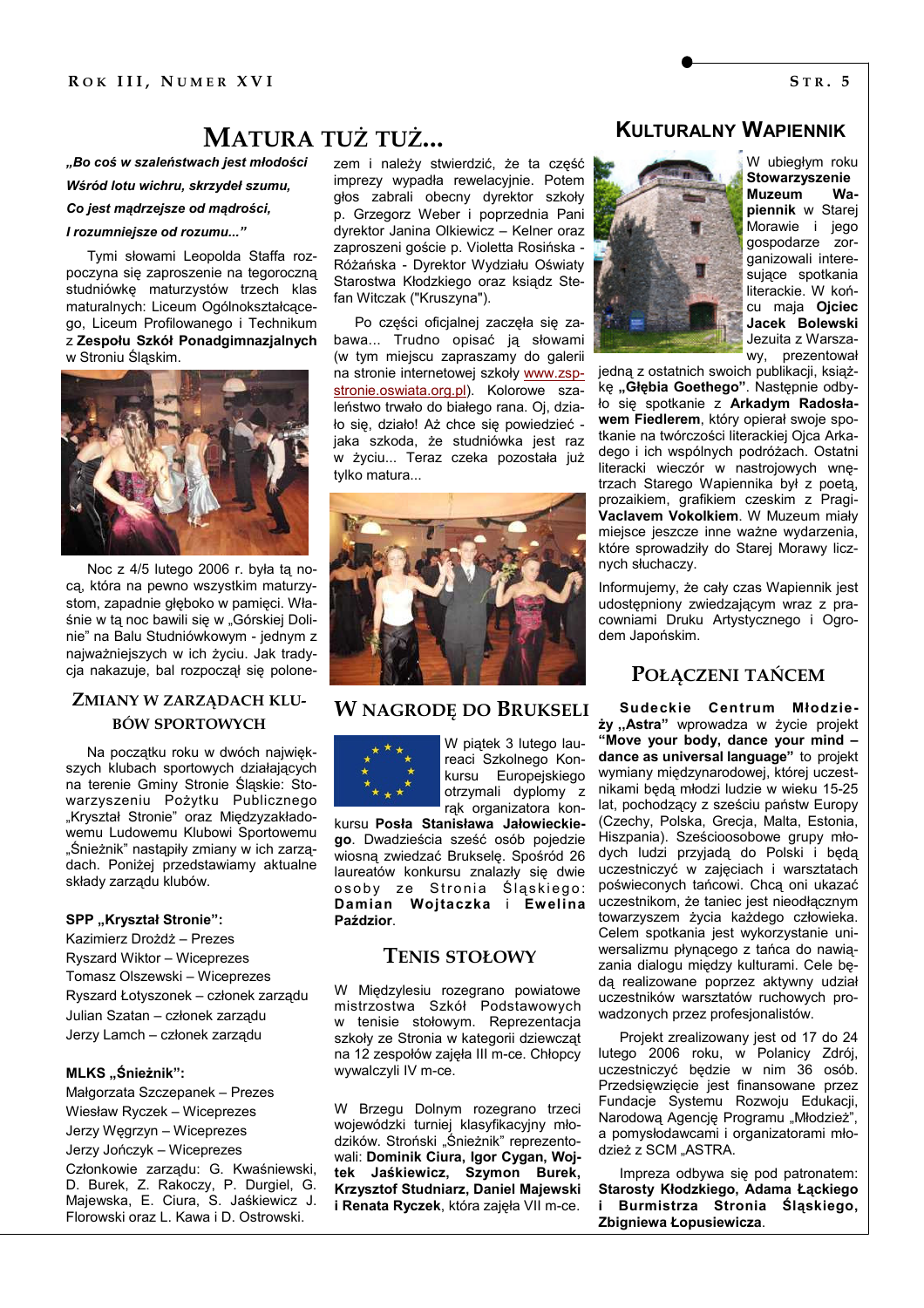# MATURA TUŻ TUŻ...

*„Bo coś w szaleństwach jest młodości*

*Wśród lotu wichru, skrzydeł szumu,*

*Co jest mądrzejsze od mądrości,*

*I rozumniejsze od rozumu..."*

Tymi słowami Leopolda Staffa rozpoczyna się zaproszenie na tegoroczną studniówkę maturzystów trzech klas maturalnych: Liceum Ogólnokształcącego, Liceum Profilowanego i Technikum z **Zespołu Szkół Ponadgimnazjalnych** w Stroniu Śląskim.

Noc z 4/5 lutego 2006 r. była tą nocą, która na pewno wszystkim maturzystom, zapadnie głęboko w pamięci. Właśnie w tą noc bawili się w „Górskiej Dolinie" na Balu Studniówkowym - jednym z najważniejszych w ich życiu. Jak tradycja nakazuje, bal rozpoczął się polonezem i należy stwierdzić, że ta część imprezy wypadła rewelacyjnie. Potem głos zabrali obecny dyrektor szkoły p. Grzegorz Weber i poprzednia Pani dyrektor Janina Olkiewicz – Kelner oraz zaproszeni goście p. Violetta Rosińska - Różańska - Dyrektor Wydziału Oświaty Starostwa Kłodzkiego oraz ksiądz Stefan Witczak ("Kruszyna").

Po części oficjalnej zaczęła się zabawa... Trudno opisać ją słowami (w tym miejscu zapraszamy do galerii na stronie internetowej szkoły www.zsp-stronie.oswiata.org.pl). Kolorowe szaleństwo trwało do białego rana. Oj, działo się, działo! Aż chce się powiedzieć - jaka szkoda, że studniówka jest raz w życiu... Teraz czeka pozostała już tylko matura...

## ZMIANY W ZARZĄDACH KLUBÓW SPORTOWYCH

Na początku roku w dwóch największych klubach sportowych działających na terenie Gminy Stronie Śląskie: Stowarzyszeniu Pożytku Publicznego „Kryształ Stronie" oraz Międzyzakładowemu Ludowemu Klubowi Sportowemu „Śnieżnik" nastąpiły zmiany w ich zarządach. Poniżej przedstawiamy aktualne składy zarządu klubów.

**SPP „Kryształ Stronie":**

Kazimierz Drożdż – Prezes
Ryszard Wiktor – Wiceprezes
Tomasz Olszewski – Wiceprezes
Ryszard Łotyszonek – członek zarządu
Julian Szatan – członek zarządu
Jerzy Lamch – członek zarządu

**MLKS „Śnieżnik":**

Małgorzata Szczepanek – Prezes
Wiesław Ryczek – Wiceprezes
Jerzy Węgrzyn – Wiceprezes
Jerzy Jończyk – Wiceprezes
Członkowie zarządu: G. Kwaśniewski, D. Burek, Z. Rakoczy, P. Durgiel, G. Majewska, E. Ciura, S. Jaśkiewicz J. Florowski oraz L. Kawa i D. Ostrowski.

## W NAGRODĘ DO BRUKSELI

W piątek 3 lutego laureaci Szkolnego Konkursu Europejskiego otrzymali dyplomy z rąk organizatora konkursu **Posła Stanisława Jałowieckiego**. Dwadzieścia sześć osób pojedzie wiosną zwiedzać Brukselę. Spośród 26 laureatów konkursu znalazły się dwie osoby ze Stronia Śląskiego: **Damian Wojtaczka** i **Ewelina Paździor**.

## TENIS STOŁOWY

W Międzylesiu rozegrano powiatowe mistrzostwa Szkół Podstawowych w tenisie stołowym. Reprezentacja szkoły ze Stronia w kategorii dziewcząt na 12 zespołów zajęła III m-ce. Chłopcy wywalczyli IV m-ce.

W Brzegu Dolnym rozegrano trzeci wojewódzki turniej klasyfikacyjny młodzików. Stroński „Śnieżnik" reprezentowali: **Dominik Ciura, Igor Cygan, Wojtek Jaśkiewicz, Szymon Burek, Krzysztof Studniarz, Daniel Majewski i Renata Ryczek**, która zajęła VII m-ce.

## KULTURALNY WAPIENNIK

W ubiegłym roku **Stowarzyszenie Muzeum Wapiennik** w Starej Morawie i jego gospodarze zorganizowali interesujące spotkania literackie. W końcu maja **Ojciec Jacek Bolewski** Jezuita z Warszawy, prezentował jedną z ostatnich swoich publikacji, książkę **„Głębia Goethego"**. Następnie odbyło się spotkanie z **Arkadym Radosławem Fiedlerem**, który opierał swoje spotkanie na twórczości literackiej Ojca Arkadego i ich wspólnych podróżach. Ostatni literacki wieczór w nastrojowych wnętrzach Starego Wapiennika był z poetą, prozaikiem, grafikiem czeskim z Pragi-**Vaclavem Vokolkiem**. W Muzeum miały miejsce jeszcze inne ważne wydarzenia, które sprowadziły do Starej Morawy licznych słuchaczy.

Informujemy, że cały czas Wapiennik jest udostępniony zwiedzającym wraz z pracowniami Druku Artystycznego i Ogrodem Japońskim.

## POŁĄCZENI TAŃCEM

**Sudeckie Centrum Młodzieży „Astra"** wprowadza w życie projekt **"Move your body, dance your mind – dance as universal language"** to projekt wymiany międzynarodowej, której uczestnikami będą młodzi ludzie w wieku 15-25 lat, pochodzący z sześciu państw Europy (Czechy, Polska, Grecja, Malta, Estonia, Hiszpania). Sześcioosobowe grupy młodych ludzi przyjadą do Polski i będą uczestniczyć w zajęciach i warsztatach poświeconych tańcowi. Chcą oni ukazać uczestnikom, że taniec jest nieodłącznym towarzyszem życia każdego człowieka. Celem spotkania jest wykorzystanie uniwersalizmu płynącego z tańca do nawiązania dialogu między kulturami. Cele będą realizowane poprzez aktywny udział uczestników warsztatów ruchowych prowadzonych przez profesjonalistów.

Projekt zrealizowany jest od 17 do 24 lutego 2006 roku, w Polanicy Zdrój, uczestniczyć będzie w nim 36 osób. Przedsięwzięcie jest finansowane przez Fundacje Systemu Rozwoju Edukacji, Narodową Agencję Programu „Młodzież", a pomysłodawcami i organizatorami młodzież z SCM „ASTRA.

Impreza odbywa się pod patronatem: **Starosty Kłodzkiego, Adama Łąckiego i Burmistrza Stronia Śląskiego, Zbigniewa Łopusiewicza**.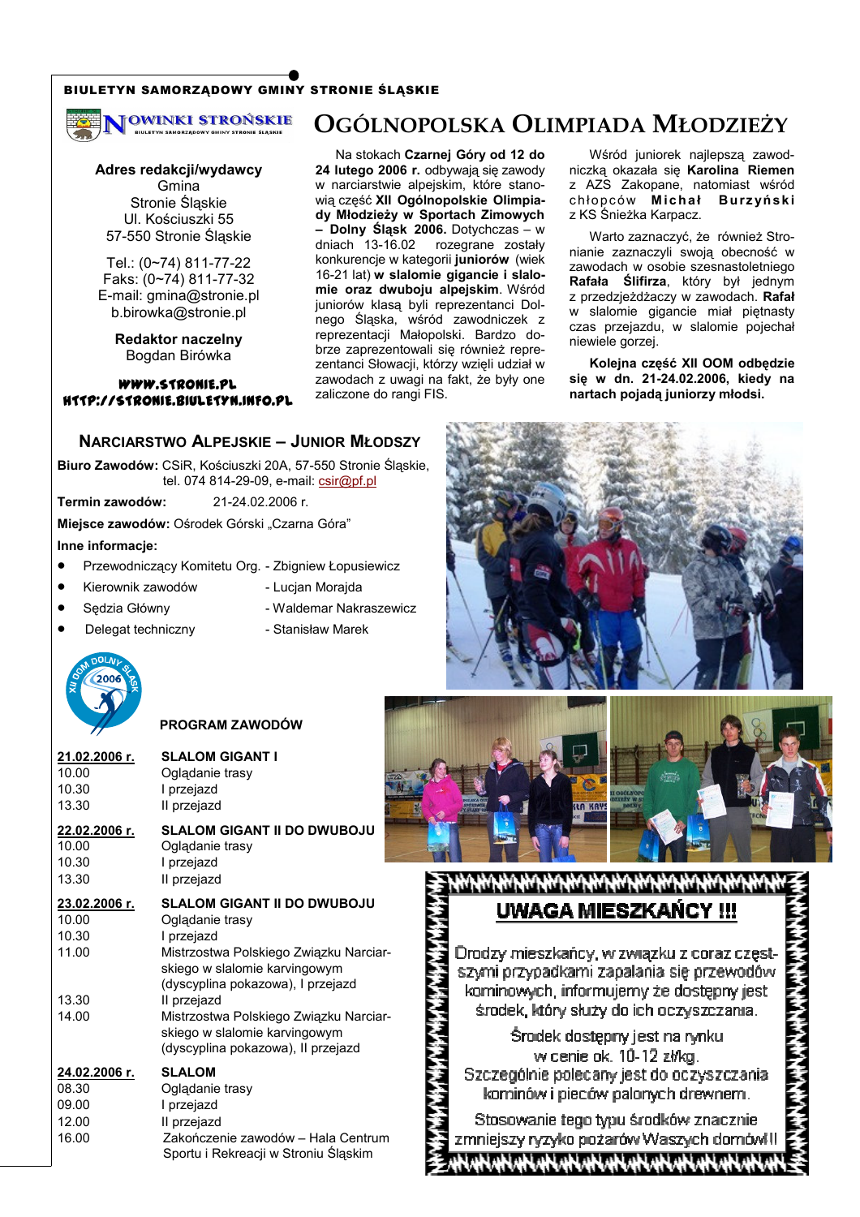BIULETYN SAMORZĄDOWY GMINY STRONIE ŚLĄSKIE

NOWINKI STROŃSKIE

**Adres redakcji/wydawcy**
Gmina
Stronie Śląskie
Ul. Kościuszki 55
57-550 Stronie Śląskie

Tel.: (0~74) 811-77-22
Faks: (0~74) 811-77-32
E-mail: gmina@stronie.pl
b.birowka@stronie.pl

**Redaktor naczelny**
Bogdan Birówka

**WWW.STRONIE.PL**
**HTTP://STRONIE.BIULETYN.INFO.PL**

# OGÓLNOPOLSKA OLIMPIADA MŁODZIEŻY

Na stokach **Czarnej Góry od 12 do 24 lutego 2006 r.** odbywają się zawody w narciarstwie alpejskim, które stanowią część **XII Ogólnopolskie Olimpiady Młodzieży w Sportach Zimowych – Dolny Śląsk 2006.** Dotychczas – w dniach 13-16.02 rozegrane zostały konkurencje w kategorii **juniorów** (wiek 16-21 lat) **w slalomie gigancie i slalomie oraz dwuboju alpejskim**. Wśród juniorów klasą byli reprezentanci Dolnego Śląska, wśród zawodniczek z reprezentacji Małopolski. Bardzo dobrze zaprezentowali się również reprezentanci Słowacji, którzy wzięli udział w zawodach z uwagi na fakt, że były one zaliczone do rangi FIS.

Wśród juniorek najlepszą zawodniczką okazała się **Karolina Riemen** z AZS Zakopane, natomiast wśród chłopców **Michał Burzyński** z KS Śnieżka Karpacz.

Warto zaznaczyć, że również Stronianie zaznaczyli swoją obecność w zawodach w osobie szesnastoletniego **Rafała Ślifirza**, który był jednym z przedzjeżdżaczy w zawodach. **Rafał** w slalomie gigancie miał piętnasty czas przejazdu, w slalomie pojechał niewiele gorzej.

**Kolejna część XII OOM odbędzie się w dn. 21-24.02.2006, kiedy na nartach pojadą juniorzy młodsi.**

## NARCIARSTWO ALPEJSKIE – JUNIOR MŁODSZY

**Biuro Zawodów:** CSiR, Kościuszki 20A, 57-550 Stronie Śląskie, tel. 074 814-29-09, e-mail: csir@pf.pl

**Termin zawodów:** 21-24.02.2006 r.

**Miejsce zawodów:** Ośrodek Górski „Czarna Góra"

**Inne informacje:**

- Przewodniczący Komitetu Org. - Zbigniew Łopusiewicz
- Kierownik zawodów - Lucjan Morajda
- Sędzia Główny - Waldemar Nakraszewicz
- Delegat techniczny - Stanisław Marek

XII OOM DOLNY ŚLĄSK 2006

### PROGRAM ZAWODÓW

**21.02.2006 r.** — **SLALOM GIGANT I**
- 10.00 Oglądanie trasy
- 10.30 I przejazd
- 13.30 II przejazd

**22.02.2006 r.** — **SLALOM GIGANT II DO DWUBOJU**
- 10.00 Oglądanie trasy
- 10.30 I przejazd
- 13.30 II przejazd

**23.02.2006 r.** — **SLALOM GIGANT II DO DWUBOJU**
- 10.00 Oglądanie trasy
- 10.30 I przejazd
- 11.00 Mistrzostwa Polskiego Związku Narciarskiego w slalomie karvingowym (dyscyplina pokazowa), I przejazd
- 13.30 II przejazd
- 14.00 Mistrzostwa Polskiego Związku Narciarskiego w slalomie karvingowym (dyscyplina pokazowa), II przejazd

**24.02.2006 r.** — **SLALOM**
- 08.30 Oglądanie trasy
- 09.00 I przejazd
- 12.00 II przejazd
- 16.00 Zakończenie zawodów – Hala Centrum Sportu i Rekreacji w Stroniu Śląskim

## UWAGA MIESZKAŃCY !!!

Drodzy mieszkańcy, w związku z coraz częstszymi przypadkami zapalania się przewodów kominowych, informujemy że dostępny jest środek, który służy do ich oczyszczania.

Środek dostępny jest na rynku w cenie ok. 10-12 zł/kg.
Szczególnie polecany jest do oczyszczania kominów i pieców palonych drewnem.

Stosowanie tego typu środków znacznie zmniejszy ryzyko pożarów Waszych domów!!!